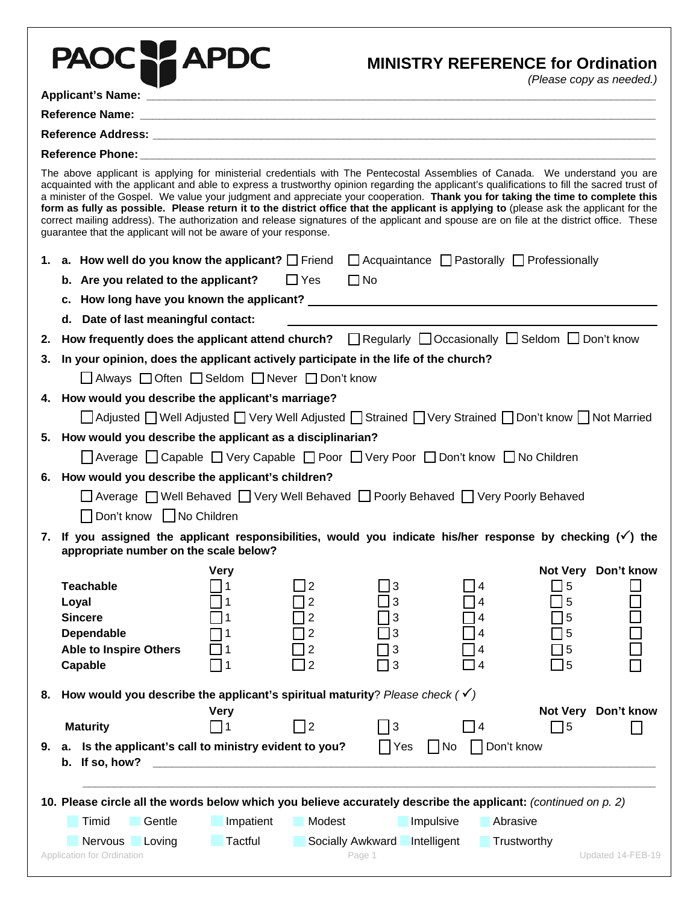PAOC APDC

# MINISTRY REFERENCE for Ordination

*(Please copy as needed.)*

**Applicant's Name:** ____________________________________________

**Reference Name:** ____________________________________________

**Reference Address:** ____________________________________________

**Reference Phone:** ____________________________________________

The above applicant is applying for ministerial credentials with The Pentecostal Assemblies of Canada. We understand you are acquainted with the applicant and able to express a trustworthy opinion regarding the applicant's qualifications to fill the sacred trust of a minister of the Gospel. We value your judgment and appreciate your cooperation. **Thank you for taking the time to complete this form as fully as possible. Please return it to the district office that the applicant is applying to** (please ask the applicant for the correct mailing address). The authorization and release signatures of the applicant and spouse are on file at the district office. These guarantee that the applicant will not be aware of your response.

1. a. **How well do you know the applicant?** ☐ Friend ☐ Acquaintance ☐ Pastorally ☐ Professionally

   b. **Are you related to the applicant?** ☐ Yes ☐ No

   c. **How long have you known the applicant?** ____________________

   d. **Date of last meaningful contact:** ____________________

2. **How frequently does the applicant attend church?** ☐ Regularly ☐ Occasionally ☐ Seldom ☐ Don't know

3. **In your opinion, does the applicant actively participate in the life of the church?**

   ☐ Always ☐ Often ☐ Seldom ☐ Never ☐ Don't know

4. **How would you describe the applicant's marriage?**

   ☐ Adjusted ☐ Well Adjusted ☐ Very Well Adjusted ☐ Strained ☐ Very Strained ☐ Don't know ☐ Not Married

5. **How would you describe the applicant as a disciplinarian?**

   ☐ Average ☐ Capable ☐ Very Capable ☐ Poor ☐ Very Poor ☐ Don't know ☐ No Children

6. **How would you describe the applicant's children?**

   ☐ Average ☐ Well Behaved ☐ Very Well Behaved ☐ Poorly Behaved ☐ Very Poorly Behaved

   ☐ Don't know ☐ No Children

7. **If you assigned the applicant responsibilities, would you indicate his/her response by checking (✓) the appropriate number on the scale below?**

| | Very | | | | Not Very | Don't know |
|---|---|---|---|---|---|---|
| **Teachable** | ☐ 1 | ☐ 2 | ☐ 3 | ☐ 4 | ☐ 5 | ☐ |
| **Loyal** | ☐ 1 | ☐ 2 | ☐ 3 | ☐ 4 | ☐ 5 | ☐ |
| **Sincere** | ☐ 1 | ☐ 2 | ☐ 3 | ☐ 4 | ☐ 5 | ☐ |
| **Dependable** | ☐ 1 | ☐ 2 | ☐ 3 | ☐ 4 | ☐ 5 | ☐ |
| **Able to Inspire Others** | ☐ 1 | ☐ 2 | ☐ 3 | ☐ 4 | ☐ 5 | ☐ |
| **Capable** | ☐ 1 | ☐ 2 | ☐ 3 | ☐ 4 | ☐ 5 | ☐ |

8. **How would you describe the applicant's spiritual maturity**? *Please check (✓)*

| | Very | | | | Not Very | Don't know |
|---|---|---|---|---|---|---|
| **Maturity** | ☐ 1 | ☐ 2 | ☐ 3 | ☐ 4 | ☐ 5 | ☐ |

9. a. **Is the applicant's call to ministry evident to you?** ☐ Yes ☐ No ☐ Don't know

   b. **If so, how?** ____________________________________________

   ____________________________________________

10. **Please circle all the words below which you believe accurately describe the applicant:** *(continued on p. 2)*

    Timid Gentle Impatient Modest Impulsive Abrasive

    Nervous Loving Tactful Socially Awkward Intelligent Trustworthy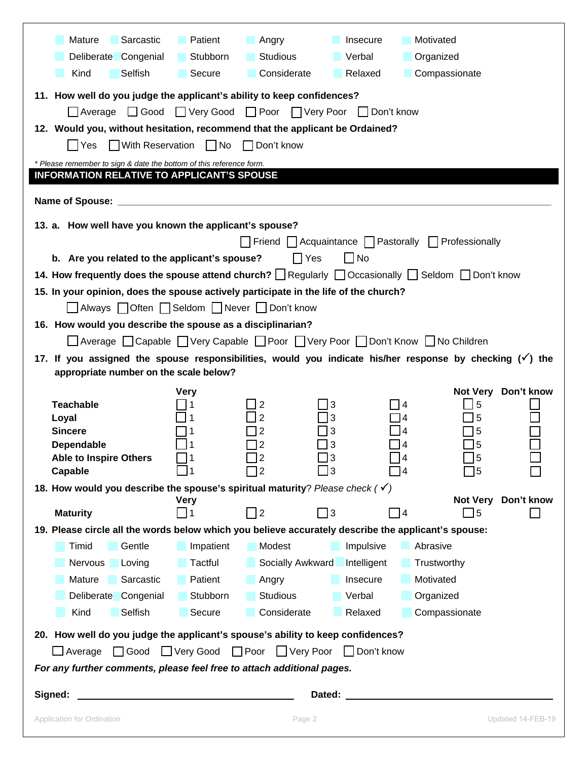| | | | | | |
|---|---|---|---|---|---|
| ☐ Mature | ☐ Sarcastic | ☐ Patient | ☐ Angry | ☐ Insecure | ☐ Motivated |
| ☐ Deliberate | ☐ Congenial | ☐ Stubborn | ☐ Studious | ☐ Verbal | ☐ Organized |
| ☐ Kind | ☐ Selfish | ☐ Secure | ☐ Considerate | ☐ Relaxed | ☐ Compassionate |

**11. How well do you judge the applicant's ability to keep confidences?**

☐ Average ☐ Good ☐ Very Good ☐ Poor ☐ Very Poor ☐ Don't know

**12. Would you, without hesitation, recommend that the applicant be Ordained?**

☐ Yes ☐ With Reservation ☐ No ☐ Don't know

*\* Please remember to sign & date the bottom of this reference form.*

## INFORMATION RELATIVE TO APPLICANT'S SPOUSE

**Name of Spouse:** ______________________________________________

**13. a. How well have you known the applicant's spouse?**

☐ Friend ☐ Acquaintance ☐ Pastorally ☐ Professionally

**b. Are you related to the applicant's spouse?** ☐ Yes ☐ No

**14. How frequently does the spouse attend church?** ☐ Regularly ☐ Occasionally ☐ Seldom ☐ Don't know

**15. In your opinion, does the spouse actively participate in the life of the church?**

☐ Always ☐ Often ☐ Seldom ☐ Never ☐ Don't know

**16. How would you describe the spouse as a disciplinarian?**

☐ Average ☐ Capable ☐ Very Capable ☐ Poor ☐ Very Poor ☐ Don't Know ☐ No Children

**17. If you assigned the spouse responsibilities, would you indicate his/her response by checking (✓) the appropriate number on the scale below?**

| | Very | | | | Not Very | Don't know |
|---|---|---|---|---|---|---|
| **Teachable** | ☐ 1 | ☐ 2 | ☐ 3 | ☐ 4 | ☐ 5 | ☐ |
| **Loyal** | ☐ 1 | ☐ 2 | ☐ 3 | ☐ 4 | ☐ 5 | ☐ |
| **Sincere** | ☐ 1 | ☐ 2 | ☐ 3 | ☐ 4 | ☐ 5 | ☐ |
| **Dependable** | ☐ 1 | ☐ 2 | ☐ 3 | ☐ 4 | ☐ 5 | ☐ |
| **Able to Inspire Others** | ☐ 1 | ☐ 2 | ☐ 3 | ☐ 4 | ☐ 5 | ☐ |
| **Capable** | ☐ 1 | ☐ 2 | ☐ 3 | ☐ 4 | ☐ 5 | ☐ |

**18. How would you describe the spouse's spiritual maturity**? *Please check (✓)*

| | Very | | | | Not Very | Don't know |
|---|---|---|---|---|---|---|
| **Maturity** | ☐ 1 | ☐ 2 | ☐ 3 | ☐ 4 | ☐ 5 | ☐ |

**19. Please circle all the words below which you believe accurately describe the applicant's spouse:**

| | | | | | |
|---|---|---|---|---|---|
| ☐ Timid | ☐ Gentle | ☐ Impatient | ☐ Modest | ☐ Impulsive | ☐ Abrasive |
| ☐ Nervous | ☐ Loving | ☐ Tactful | ☐ Socially Awkward | ☐ Intelligent | ☐ Trustworthy |
| ☐ Mature | ☐ Sarcastic | ☐ Patient | ☐ Angry | ☐ Insecure | ☐ Motivated |
| ☐ Deliberate | ☐ Congenial | ☐ Stubborn | ☐ Studious | ☐ Verbal | ☐ Organized |
| ☐ Kind | ☐ Selfish | ☐ Secure | ☐ Considerate | ☐ Relaxed | ☐ Compassionate |

**20. How well do you judge the applicant's spouse's ability to keep confidences?**

☐ Average ☐ Good ☐ Very Good ☐ Poor ☐ Very Poor ☐ Don't know

***For any further comments, please feel free to attach additional pages.***

**Signed:** ______________________________ **Dated:** ______________________________